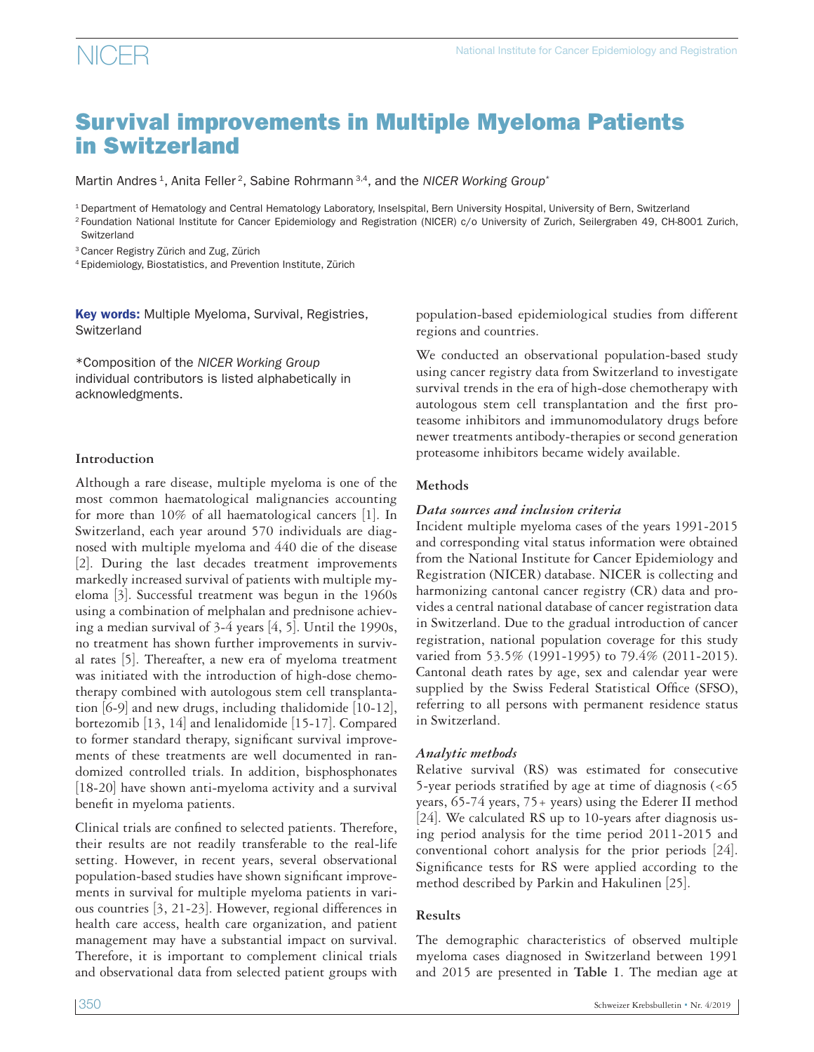# Survival improvements in Multiple Myeloma Patients in Switzerland

Martin Andres [1], Anita Feller [2], Sabine Rohrmann [3,4], and the *NICER Working Group**

[1] Department of Hematology and Central Hematology Laboratory, Inselspital, Bern University Hospital, University of Bern, Switzerland

[2] Foundation National Institute for Cancer Epidemiology and Registration (NICER) c/o University of Zurich, Seilergraben 49, CH-8001 Zurich, Switzerland

[3] Cancer Registry Zürich and Zug, Zürich

[4] Epidemiology, Biostatistics, and Prevention Institute, Zürich

**Key words:** Multiple Myeloma, Survival, Registries, Switzerland

*Composition of the *NICER Working Group* individual contributors is listed alphabetically in acknowledgments.

## Introduction

Although a rare disease, multiple myeloma is one of the most common haematological malignancies accounting for more than 10% of all haematological cancers [1]. In Switzerland, each year around 570 individuals are diagnosed with multiple myeloma and 440 die of the disease [2]. During the last decades treatment improvements markedly increased survival of patients with multiple myeloma [3]. Successful treatment was begun in the 1960s using a combination of melphalan and prednisone achieving a median survival of 3-4 years [4, 5]. Until the 1990s, no treatment has shown further improvements in survival rates [5]. Thereafter, a new era of myeloma treatment was initiated with the introduction of high-dose chemotherapy combined with autologous stem cell transplantation [6-9] and new drugs, including thalidomide [10-12], bortezomib [13, 14] and lenalidomide [15-17]. Compared to former standard therapy, significant survival improvements of these treatments are well documented in randomized controlled trials. In addition, bisphosphonates [18-20] have shown anti-myeloma activity and a survival benefit in myeloma patients.

Clinical trials are confined to selected patients. Therefore, their results are not readily transferable to the real-life setting. However, in recent years, several observational population-based studies have shown significant improvements in survival for multiple myeloma patients in various countries [3, 21-23]. However, regional differences in health care access, health care organization, and patient management may have a substantial impact on survival. Therefore, it is important to complement clinical trials and observational data from selected patient groups with population-based epidemiological studies from different regions and countries.

We conducted an observational population-based study using cancer registry data from Switzerland to investigate survival trends in the era of high-dose chemotherapy with autologous stem cell transplantation and the first proteasome inhibitors and immunomodulatory drugs before newer treatments antibody-therapies or second generation proteasome inhibitors became widely available.

## Methods

### *Data sources and inclusion criteria*

Incident multiple myeloma cases of the years 1991-2015 and corresponding vital status information were obtained from the National Institute for Cancer Epidemiology and Registration (NICER) database. NICER is collecting and harmonizing cantonal cancer registry (CR) data and provides a central national database of cancer registration data in Switzerland. Due to the gradual introduction of cancer registration, national population coverage for this study varied from 53.5% (1991-1995) to 79.4% (2011-2015). Cantonal death rates by age, sex and calendar year were supplied by the Swiss Federal Statistical Office (SFSO), referring to all persons with permanent residence status in Switzerland.

### *Analytic methods*

Relative survival (RS) was estimated for consecutive 5-year periods stratified by age at time of diagnosis (<65 years, 65-74 years, 75+ years) using the Ederer II method [24]. We calculated RS up to 10-years after diagnosis using period analysis for the time period 2011-2015 and conventional cohort analysis for the prior periods [24]. Significance tests for RS were applied according to the method described by Parkin and Hakulinen [25].

## Results

The demographic characteristics of observed multiple myeloma cases diagnosed in Switzerland between 1991 and 2015 are presented in **Table 1**. The median age at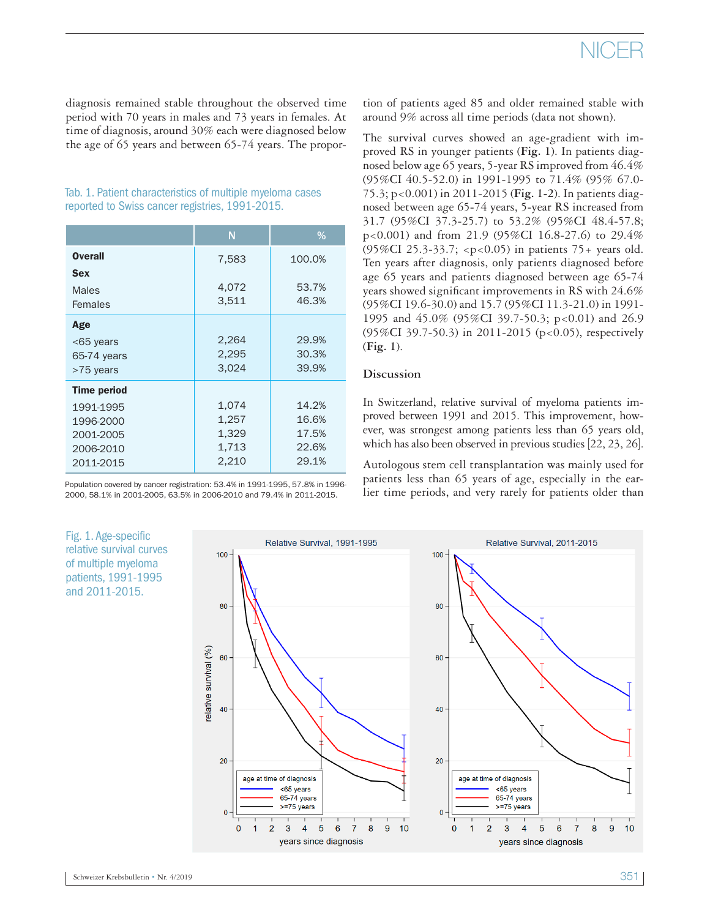diagnosis remained stable throughout the observed time period with 70 years in males and 73 years in females. At time of diagnosis, around 30% each were diagnosed below the age of 65 years and between 65-74 years. The proportion of patients aged 85 and older remained stable with around 9% across all time periods (data not shown).

Tab. 1. Patient characteristics of multiple myeloma cases reported to Swiss cancer registries, 1991-2015.

| | N | % |
|---|---|---|
| **Overall** | 7,583 | 100.0% |
| **Sex** | | |
| Males | 4,072 | 53.7% |
| Females | 3,511 | 46.3% |
| **Age** | | |
| <65 years | 2,264 | 29.9% |
| 65-74 years | 2,295 | 30.3% |
| >75 years | 3,024 | 39.9% |
| **Time period** | | |
| 1991-1995 | 1,074 | 14.2% |
| 1996-2000 | 1,257 | 16.6% |
| 2001-2005 | 1,329 | 17.5% |
| 2006-2010 | 1,713 | 22.6% |
| 2011-2015 | 2,210 | 29.1% |

Population covered by cancer registration: 53.4% in 1991-1995, 57.8% in 1996-2000, 58.1% in 2001-2005, 63.5% in 2006-2010 and 79.4% in 2011-2015.

The survival curves showed an age-gradient with improved RS in younger patients (**Fig. 1**). In patients diagnosed below age 65 years, 5-year RS improved from 46.4% (95%CI 40.5-52.0) in 1991-1995 to 71.4% (95% 67.0-75.3; p<0.001) in 2011-2015 (**Fig. 1-2**). In patients diagnosed between age 65-74 years, 5-year RS increased from 31.7 (95%CI 37.3-25.7) to 53.2% (95%CI 48.4-57.8; p<0.001) and from 21.9 (95%CI 16.8-27.6) to 29.4% (95%CI 25.3-33.7; <p<0.05) in patients 75+ years old. Ten years after diagnosis, only patients diagnosed before age 65 years and patients diagnosed between age 65-74 years showed significant improvements in RS with 24.6% (95%CI 19.6-30.0) and 15.7 (95%CI 11.3-21.0) in 1991-1995 and 45.0% (95%CI 39.7-50.3; p<0.01) and 26.9 (95%CI 39.7-50.3) in 2011-2015 (p<0.05), respectively (**Fig. 1**).

## Discussion

In Switzerland, relative survival of myeloma patients improved between 1991 and 2015. This improvement, however, was strongest among patients less than 65 years old, which has also been observed in previous studies [22, 23, 26].

Autologous stem cell transplantation was mainly used for patients less than 65 years of age, especially in the earlier time periods, and very rarely for patients older than

Fig. 1. Age-specific relative survival curves of multiple myeloma patients, 1991-1995 and 2011-2015.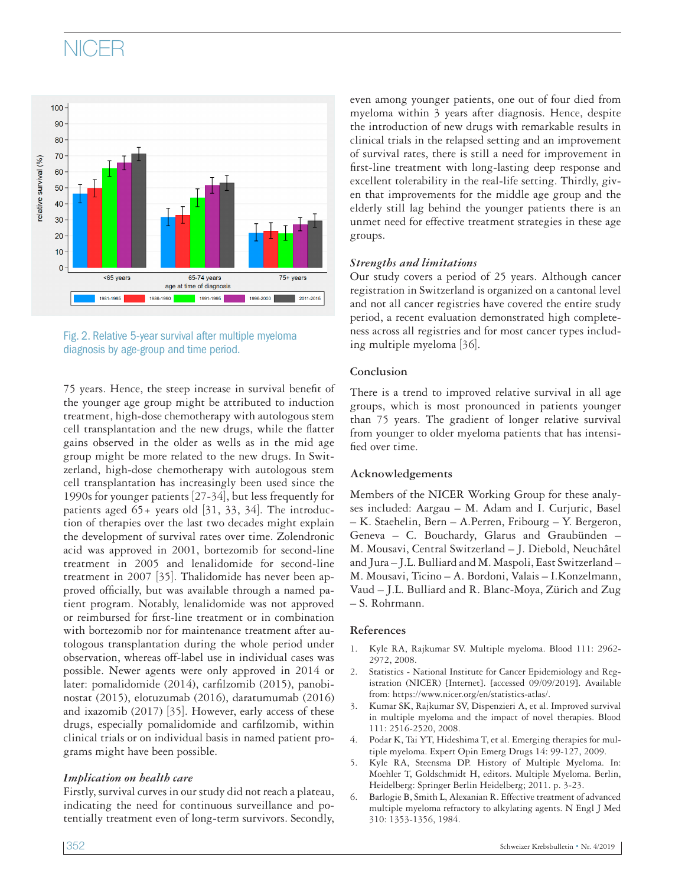Fig. 2. Relative 5-year survival after multiple myeloma diagnosis by age-group and time period.

75 years. Hence, the steep increase in survival benefit of the younger age group might be attributed to induction treatment, high-dose chemotherapy with autologous stem cell transplantation and the new drugs, while the flatter gains observed in the older as wells as in the mid age group might be more related to the new drugs. In Switzerland, high-dose chemotherapy with autologous stem cell transplantation has increasingly been used since the 1990s for younger patients [27-34], but less frequently for patients aged 65+ years old [31, 33, 34]. The introduction of therapies over the last two decades might explain the development of survival rates over time. Zolendronic acid was approved in 2001, bortezomib for second-line treatment in 2005 and lenalidomide for second-line treatment in 2007 [35]. Thalidomide has never been approved officially, but was available through a named patient program. Notably, lenalidomide was not approved or reimbursed for first-line treatment or in combination with bortezomib nor for maintenance treatment after autologous transplantation during the whole period under observation, whereas off-label use in individual cases was possible. Newer agents were only approved in 2014 or later: pomalidomide (2014), carfilzomib (2015), panobinostat (2016), elotuzumab (2016), daratumumab (2016) and ixazomib (2017) [35]. However, early access of these drugs, especially pomalidomide and carfilzomib, within clinical trials or on individual basis in named patient programs might have been possible.

### *Implication on health care*

Firstly, survival curves in our study did not reach a plateau, indicating the need for continuous surveillance and potentially treatment even of long-term survivors. Secondly, even among younger patients, one out of four died from myeloma within 3 years after diagnosis. Hence, despite the introduction of new drugs with remarkable results in clinical trials in the relapsed setting and an improvement of survival rates, there is still a need for improvement in first-line treatment with long-lasting deep response and excellent tolerability in the real-life setting. Thirdly, given that improvements for the middle age group and the elderly still lag behind the younger patients there is an unmet need for effective treatment strategies in these age groups.

### *Strengths and limitations*

Our study covers a period of 25 years. Although cancer registration in Switzerland is organized on a cantonal level and not all cancer registries have covered the entire study period, a recent evaluation demonstrated high completeness across all registries and for most cancer types including multiple myeloma [36].

## Conclusion

There is a trend to improved relative survival in all age groups, which is most pronounced in patients younger than 75 years. The gradient of longer relative survival from younger to older myeloma patients that has intensified over time.

## Acknowledgements

Members of the NICER Working Group for these analyses included: Aargau – M. Adam and I. Curjuric, Basel – K. Staehelin, Bern – A.Perren, Fribourg – Y. Bergeron, Geneva – C. Bouchardy, Glarus and Graubünden – M. Mousavi, Central Switzerland – J. Diebold, Neuchâtel and Jura – J.L. Bulliard and M. Maspoli, East Switzerland – M. Mousavi, Ticino – A. Bordoni, Valais – I.Konzelmann, Vaud – J.L. Bulliard and R. Blanc-Moya, Zürich and Zug – S. Rohrmann.

## References

1. Kyle RA, Rajkumar SV. Multiple myeloma. Blood 111: 2962-2972, 2008.
2. Statistics - National Institute for Cancer Epidemiology and Registration (NICER) [Internet]. [accessed 09/09/2019]. Available from: https://www.nicer.org/en/statistics-atlas/.
3. Kumar SK, Rajkumar SV, Dispenzieri A, et al. Improved survival in multiple myeloma and the impact of novel therapies. Blood 111: 2516-2520, 2008.
4. Podar K, Tai YT, Hideshima T, et al. Emerging therapies for multiple myeloma. Expert Opin Emerg Drugs 14: 99-127, 2009.
5. Kyle RA, Steensma DP. History of Multiple Myeloma. In: Moehler T, Goldschmidt H, editors. Multiple Myeloma. Berlin, Heidelberg: Springer Berlin Heidelberg; 2011. p. 3-23.
6. Barlogie B, Smith L, Alexanian R. Effective treatment of advanced multiple myeloma refractory to alkylating agents. N Engl J Med 310: 1353-1356, 1984.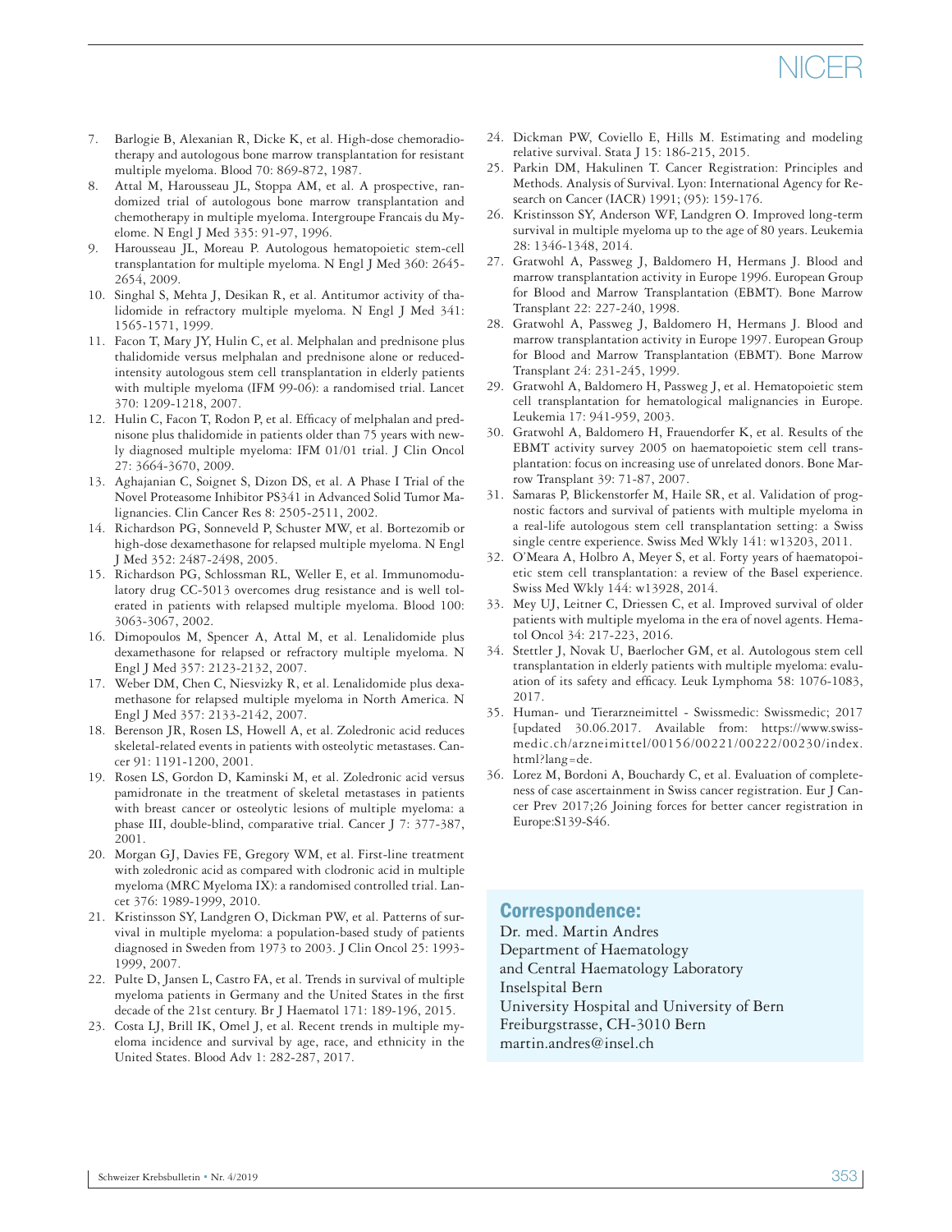7. Barlogie B, Alexanian R, Dicke K, et al. High-dose chemoradiotherapy and autologous bone marrow transplantation for resistant multiple myeloma. Blood 70: 869-872, 1987.
8. Attal M, Harousseau JL, Stoppa AM, et al. A prospective, randomized trial of autologous bone marrow transplantation and chemotherapy in multiple myeloma. Intergroupe Francais du Myelome. N Engl J Med 335: 91-97, 1996.
9. Harousseau JL, Moreau P. Autologous hematopoietic stem-cell transplantation for multiple myeloma. N Engl J Med 360: 2645-2654, 2009.
10. Singhal S, Mehta J, Desikan R, et al. Antitumor activity of thalidomide in refractory multiple myeloma. N Engl J Med 341: 1565-1571, 1999.
11. Facon T, Mary JY, Hulin C, et al. Melphalan and prednisone plus thalidomide versus melphalan and prednisone alone or reduced-intensity autologous stem cell transplantation in elderly patients with multiple myeloma (IFM 99-06): a randomised trial. Lancet 370: 1209-1218, 2007.
12. Hulin C, Facon T, Rodon P, et al. Efficacy of melphalan and prednisone plus thalidomide in patients older than 75 years with newly diagnosed multiple myeloma: IFM 01/01 trial. J Clin Oncol 27: 3664-3670, 2009.
13. Aghajanian C, Soignet S, Dizon DS, et al. A Phase I Trial of the Novel Proteasome Inhibitor PS341 in Advanced Solid Tumor Malignancies. Clin Cancer Res 8: 2505-2511, 2002.
14. Richardson PG, Sonneveld P, Schuster MW, et al. Bortezomib or high-dose dexamethasone for relapsed multiple myeloma. N Engl J Med 352: 2487-2498, 2005.
15. Richardson PG, Schlossman RL, Weller E, et al. Immunomodulatory drug CC-5013 overcomes drug resistance and is well tolerated in patients with relapsed multiple myeloma. Blood 100: 3063-3067, 2002.
16. Dimopoulos M, Spencer A, Attal M, et al. Lenalidomide plus dexamethasone for relapsed or refractory multiple myeloma. N Engl J Med 357: 2123-2132, 2007.
17. Weber DM, Chen C, Niesvizky R, et al. Lenalidomide plus dexamethasone for relapsed multiple myeloma in North America. N Engl J Med 357: 2133-2142, 2007.
18. Berenson JR, Rosen LS, Howell A, et al. Zoledronic acid reduces skeletal-related events in patients with osteolytic metastases. Cancer 91: 1191-1200, 2001.
19. Rosen LS, Gordon D, Kaminski M, et al. Zoledronic acid versus pamidronate in the treatment of skeletal metastases in patients with breast cancer or osteolytic lesions of multiple myeloma: a phase III, double-blind, comparative trial. Cancer J 7: 377-387, 2001.
20. Morgan GJ, Davies FE, Gregory WM, et al. First-line treatment with zoledronic acid as compared with clodronic acid in multiple myeloma (MRC Myeloma IX): a randomised controlled trial. Lancet 376: 1989-1999, 2010.
21. Kristinsson SY, Landgren O, Dickman PW, et al. Patterns of survival in multiple myeloma: a population-based study of patients diagnosed in Sweden from 1973 to 2003. J Clin Oncol 25: 1993-1999, 2007.
22. Pulte D, Jansen L, Castro FA, et al. Trends in survival of multiple myeloma patients in Germany and the United States in the first decade of the 21st century. Br J Haematol 171: 189-196, 2015.
23. Costa LJ, Brill IK, Omel J, et al. Recent trends in multiple myeloma incidence and survival by age, race, and ethnicity in the United States. Blood Adv 1: 282-287, 2017.
24. Dickman PW, Coviello E, Hills M. Estimating and modeling relative survival. Stata J 15: 186-215, 2015.
25. Parkin DM, Hakulinen T. Cancer Registration: Principles and Methods. Analysis of Survival. Lyon: International Agency for Research on Cancer (IACR) 1991; (95): 159-176.
26. Kristinsson SY, Anderson WF, Landgren O. Improved long-term survival in multiple myeloma up to the age of 80 years. Leukemia 28: 1346-1348, 2014.
27. Gratwohl A, Passweg J, Baldomero H, Hermans J. Blood and marrow transplantation activity in Europe 1996. European Group for Blood and Marrow Transplantation (EBMT). Bone Marrow Transplant 22: 227-240, 1998.
28. Gratwohl A, Passweg J, Baldomero H, Hermans J. Blood and marrow transplantation activity in Europe 1997. European Group for Blood and Marrow Transplantation (EBMT). Bone Marrow Transplant 24: 231-245, 1999.
29. Gratwohl A, Baldomero H, Passweg J, et al. Hematopoietic stem cell transplantation for hematological malignancies in Europe. Leukemia 17: 941-959, 2003.
30. Gratwohl A, Baldomero H, Frauendorfer K, et al. Results of the EBMT activity survey 2005 on haematopoietic stem cell transplantation: focus on increasing use of unrelated donors. Bone Marrow Transplant 39: 71-87, 2007.
31. Samaras P, Blickenstorfer M, Haile SR, et al. Validation of prognostic factors and survival of patients with multiple myeloma in a real-life autologous stem cell transplantation setting: a Swiss single centre experience. Swiss Med Wkly 141: w13203, 2011.
32. O'Meara A, Holbro A, Meyer S, et al. Forty years of haematopoietic stem cell transplantation: a review of the Basel experience. Swiss Med Wkly 144: w13928, 2014.
33. Mey UJ, Leitner C, Driessen C, et al. Improved survival of older patients with multiple myeloma in the era of novel agents. Hematol Oncol 34: 217-223, 2016.
34. Stettler J, Novak U, Baerlocher GM, et al. Autologous stem cell transplantation in elderly patients with multiple myeloma: evaluation of its safety and efficacy. Leuk Lymphoma 58: 1076-1083, 2017.
35. Human- und Tierarzneimittel - Swissmedic: Swissmedic; 2017 [updated 30.06.2017. Available from: https://www.swissmedic.ch/arzneimittel/00156/00221/00222/00230/index.html?lang=de.
36. Lorez M, Bordoni A, Bouchardy C, et al. Evaluation of completeness of case ascertainment in Swiss cancer registration. Eur J Cancer Prev 2017;26 Joining forces for better cancer registration in Europe:S139-S46.

## Correspondence:

Dr. med. Martin Andres
Department of Haematology
and Central Haematology Laboratory
Inselspital Bern
University Hospital and University of Bern
Freiburgstrasse, CH-3010 Bern
martin.andres@insel.ch